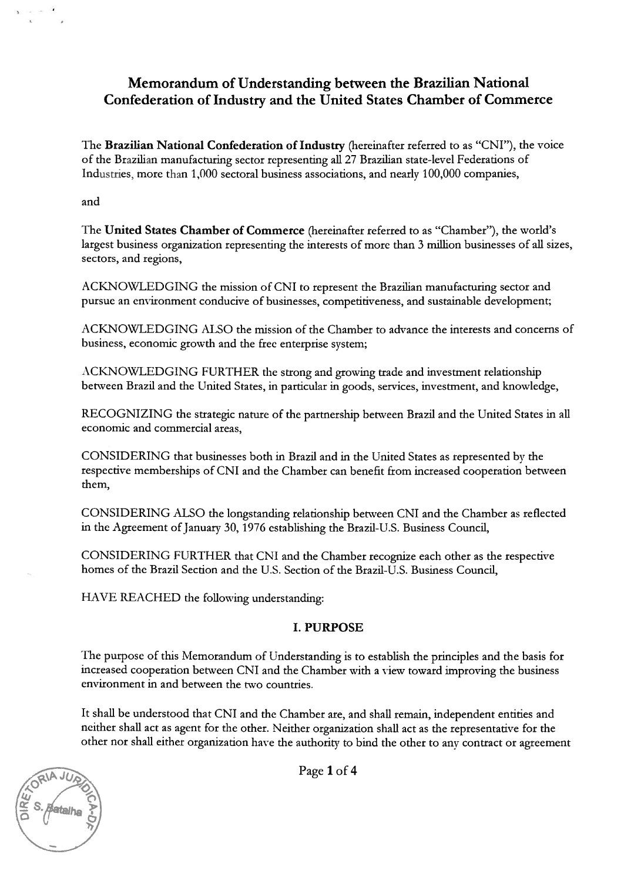# Memorandum of Understanding between the Brazilian National Confederation of Industry and the United States Chamber of Commerce

The **Brazilian National Confederation of Industry** (hereinafter referred to as "CNI"), the voice of the Brazilian manufacturing sector representing all 27 Brazilian state-level Federations of Industries, more than 1,000 sectoral business associations, and nearly 100,000 companies,

and

The **United States Chamber of Commerce** (hereinafter referred to as "Chamber"), the world's largest business organization representing the interests of more than 3 million businesses of all sizes, sectors, and regions,

ACKNOWLEDGING the mission of CNI to represent the Brazilian manufacturing sector and pursue an environment conducive of businesses, competitiveness, and sustainable development;

ACKNOWLEDGING ALSO the mission of the Chamber to advance the interests and concerns of business, economic growth and the free enterprise system;

ACKNOWLEDGING FURTHER the strong and growing trade and investment relationship between Brazil and the United States, in particular in goods, services, investment, and knowledge,

RECOGNIZING the strategic nature of the partnership between Brazil and the United States in all economic and commercial areas,

CONSIDERING that businesses both in Brazil and in the United States as represented by the respective memberships of CNI and the Chamber can benefit from increased cooperation between them,

CONSIDERING ALSO the longstanding relationship between CNI and the Chamber as reflected in the Agreement of January 30, 1976 establishing the Brazil-U.S. Business Council,

CONSIDERING FURTHER that CNI and the Chamber recognize each other as the respective homes of the Brazil Section and the U.S. Section of the Brazil-U.S. Business Council,

HAVE REACHED the following understanding:

## I. PURPOSE

The purpose of this Memorandum of Understanding is to establish the principles and the basis for increased cooperation between CNI and the Chamber with a view toward improving the business environment in and between the two countries.

It shall be understood that CNI and the Chamber are, and shall remain, independent entities and neither shall act as agent for the other. Neither organization shall act as the representative for the other nor shall either organization have the authority to bind the other to any contract or agreement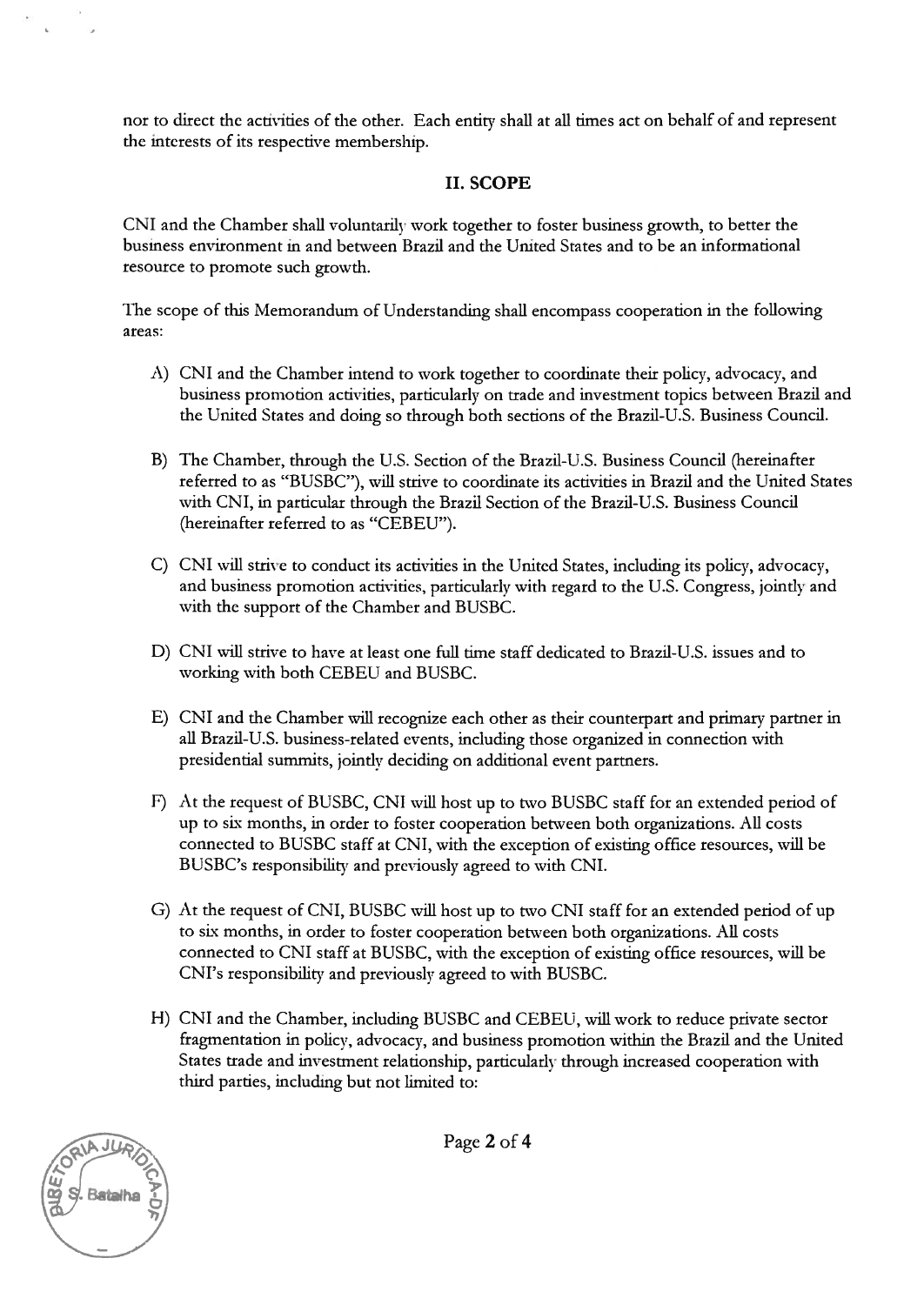nor to direct the activities of the other. Each entity shall at all times act on behalf of and represent the interests of its respective membership.

## II. SCOPE

CNI and the Chamber shall voluntarily work together to foster business growth, to better the business environment in and between Brazil and the United States and to be an informational resource to promote such growth.

The scope of this Memorandum of Understanding shall encompass cooperation in the following areas:

A) CNI and the Chamber intend to work together to coordinate their policy, advocacy, and business promotion activities, particularly on trade and investment topics between Brazil and the United States and doing so through both sections of the Brazil-U.S. Business Council.

B) The Chamber, through the U.S. Section of the Brazil-U.S. Business Council (hereinafter referred to as "BUSBC"), will strive to coordinate its activities in Brazil and the United States with CNI, in particular through the Brazil Section of the Brazil-U.S. Business Council (hereinafter referred to as "CEBEU").

C) CNI will strive to conduct its activities in the United States, including its policy, advocacy, and business promotion activities, particularly with regard to the U.S. Congress, jointly and with the support of the Chamber and BUSBC.

D) CNI will strive to have at least one full time staff dedicated to Brazil-U.S. issues and to working with both CEBEU and BUSBC.

E) CNI and the Chamber will recognize each other as their counterpart and primary partner in all Brazil-U.S. business-related events, including those organized in connection with presidential summits, jointly deciding on additional event partners.

F) At the request of BUSBC, CNI will host up to two BUSBC staff for an extended period of up to six months, in order to foster cooperation between both organizations. All costs connected to BUSBC staff at CNI, with the exception of existing office resources, will be BUSBC's responsibility and previously agreed to with CNI.

G) At the request of CNI, BUSBC will host up to two CNI staff for an extended period of up to six months, in order to foster cooperation between both organizations. All costs connected to CNI staff at BUSBC, with the exception of existing office resources, will be CNI's responsibility and previously agreed to with BUSBC.

H) CNI and the Chamber, including BUSBC and CEBEU, will work to reduce private sector fragmentation in policy, advocacy, and business promotion within the Brazil and the United States trade and investment relationship, particularly through increased cooperation with third parties, including but not limited to: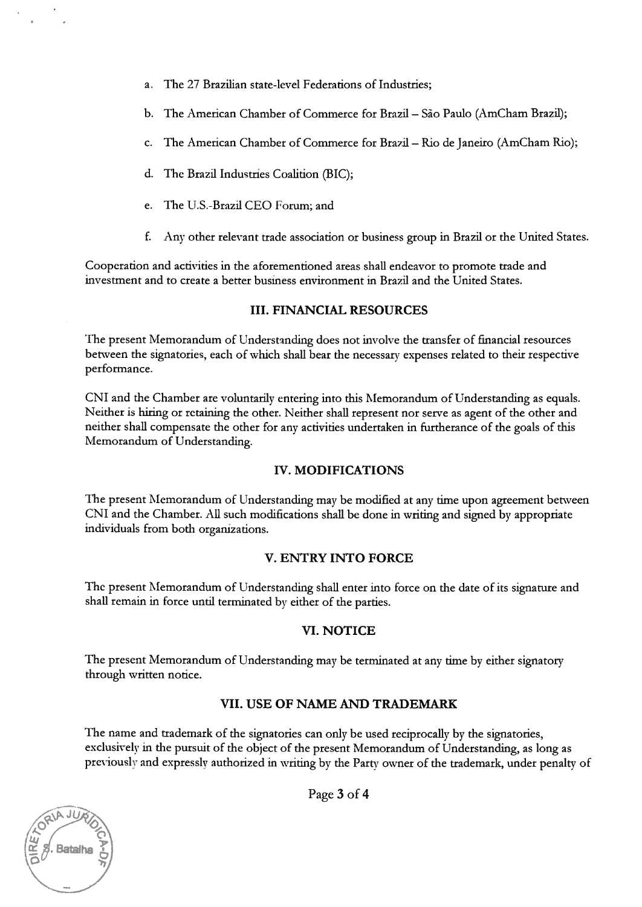a. The 27 Brazilian state-level Federations of Industries;

b. The American Chamber of Commerce for Brazil – São Paulo (AmCham Brazil);

c. The American Chamber of Commerce for Brazil – Rio de Janeiro (AmCham Rio);

d. The Brazil Industries Coalition (BIC);

e. The U.S.-Brazil CEO Forum; and

f. Any other relevant trade association or business group in Brazil or the United States.

Cooperation and activities in the aforementioned areas shall endeavor to promote trade and investment and to create a better business environment in Brazil and the United States.

## III. FINANCIAL RESOURCES

The present Memorandum of Understanding does not involve the transfer of financial resources between the signatories, each of which shall bear the necessary expenses related to their respective performance.

CNI and the Chamber are voluntarily entering into this Memorandum of Understanding as equals. Neither is hiring or retaining the other. Neither shall represent nor serve as agent of the other and neither shall compensate the other for any activities undertaken in furtherance of the goals of this Memorandum of Understanding.

## IV. MODIFICATIONS

The present Memorandum of Understanding may be modified at any time upon agreement between CNI and the Chamber. All such modifications shall be done in writing and signed by appropriate individuals from both organizations.

## V. ENTRY INTO FORCE

The present Memorandum of Understanding shall enter into force on the date of its signature and shall remain in force until terminated by either of the parties.

## VI. NOTICE

The present Memorandum of Understanding may be terminated at any time by either signatory through written notice.

## VII. USE OF NAME AND TRADEMARK

The name and trademark of the signatories can only be used reciprocally by the signatories, exclusively in the pursuit of the object of the present Memorandum of Understanding, as long as previously and expressly authorized in writing by the Party owner of the trademark, under penalty of

DIRETORIA JURÍDICA-DF
S. Batalha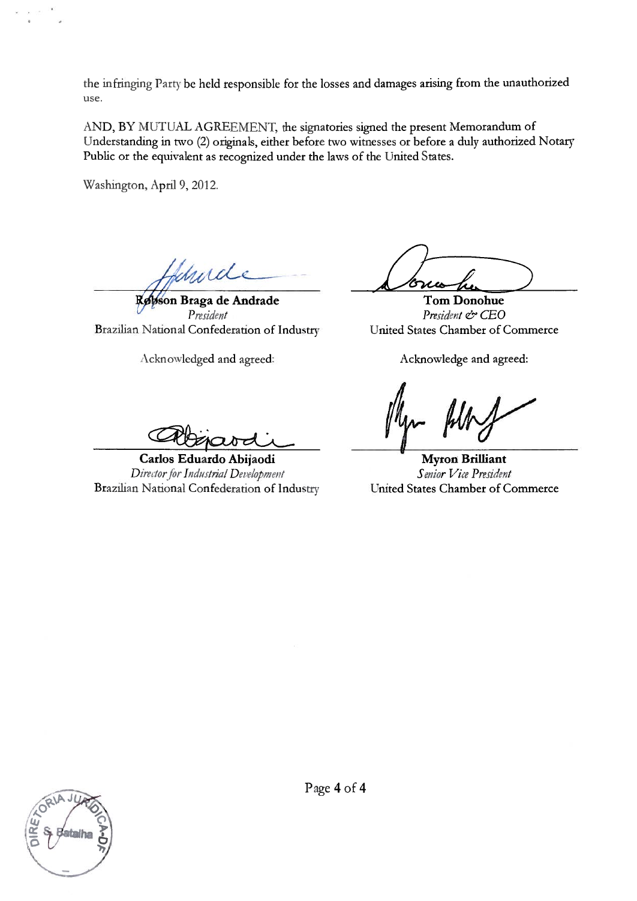the infringing Party be held responsible for the losses and damages arising from the unauthorized use.

AND, BY MUTUAL AGREEMENT, the signatories signed the present Memorandum of Understanding in two (2) originals, either before two witnesses or before a duly authorized Notary Public or the equivalent as recognized under the laws of the United States.

Washington, April 9, 2012.

**Robson Braga de Andrade**
*President*
Brazilian National Confederation of Industry

**Tom Donohue**
*President & CEO*
United States Chamber of Commerce

Acknowledged and agreed:

**Carlos Eduardo Abijaodi**
*Director for Industrial Development*
Brazilian National Confederation of Industry

Acknowledge and agreed:

**Myron Brilliant**
*Senior Vice President*
United States Chamber of Commerce

DIRETORIA JURÍDICA-DF
S. Batalha